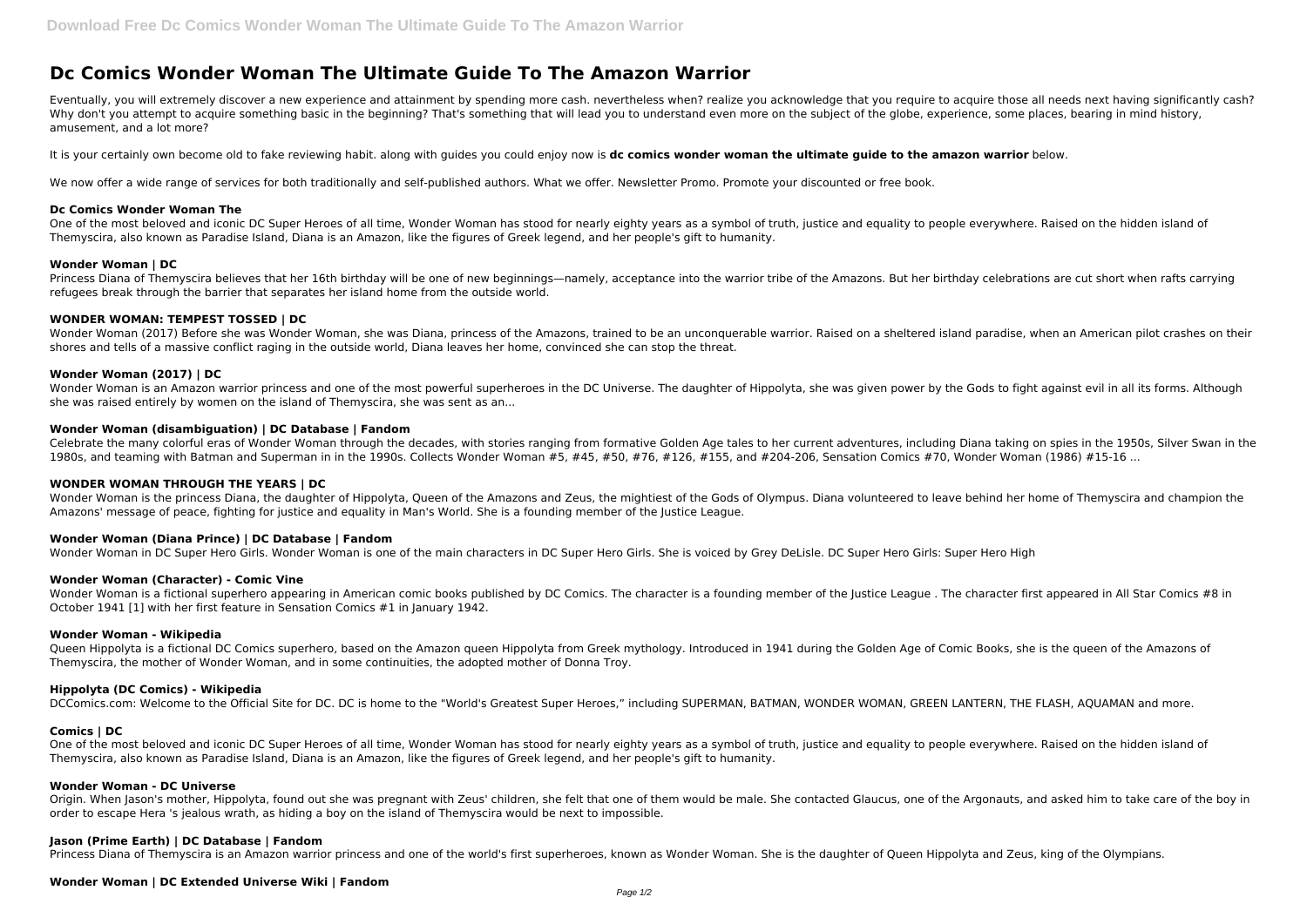# Dc Comics Wonder Woman The Ultimate Guide To The Amazon Warrior

Eventually, you will extremely discover a new experience and attainment by spending more cash. nevertheless when? realize you acknowledge that you require to acquire those all needs next having significantly cash? Why don't you attempt to acquire something basic in the beginning? That's something that will lead you to understand even more on the subject of the globe, experience, some places, bearing in mind history, amusement, and a lot more?

It is your certainly own become old to fake reviewing habit. along with guides you could enjoy now is **dc comics wonder woman the ultimate guide to the amazon warrior** below.

We now offer a wide range of services for both traditionally and self-published authors. What we offer. Newsletter Promo. Promote your discounted or free book.

### Dc Comics Wonder Woman The

One of the most beloved and iconic DC Super Heroes of all time, Wonder Woman has stood for nearly eighty years as a symbol of truth, justice and equality to people everywhere. Raised on the hidden island of Themyscira, also known as Paradise Island, Diana is an Amazon, like the figures of Greek legend, and her people's gift to humanity.

### Wonder Woman | DC

Princess Diana of Themyscira believes that her 16th birthday will be one of new beginnings—namely, acceptance into the warrior tribe of the Amazons. But her birthday celebrations are cut short when rafts carrying refugees break through the barrier that separates her island home from the outside world.

### WONDER WOMAN: TEMPEST TOSSED | DC

Wonder Woman (2017) Before she was Wonder Woman, she was Diana, princess of the Amazons, trained to be an unconquerable warrior. Raised on a sheltered island paradise, when an American pilot crashes on their shores and tells of a massive conflict raging in the outside world, Diana leaves her home, convinced she can stop the threat.

### Wonder Woman (2017) | DC

Wonder Woman is an Amazon warrior princess and one of the most powerful superheroes in the DC Universe. The daughter of Hippolyta, she was given power by the Gods to fight against evil in all its forms. Although she was raised entirely by women on the island of Themyscira, she was sent as an...

### Wonder Woman (disambiguation) | DC Database | Fandom

Celebrate the many colorful eras of Wonder Woman through the decades, with stories ranging from formative Golden Age tales to her current adventures, including Diana taking on spies in the 1950s, Silver Swan in the 1980s, and teaming with Batman and Superman in in the 1990s. Collects Wonder Woman #5, #45, #50, #76, #126, #155, and #204-206, Sensation Comics #70, Wonder Woman (1986) #15-16 ...

### WONDER WOMAN THROUGH THE YEARS | DC

Wonder Woman is the princess Diana, the daughter of Hippolyta, Queen of the Amazons and Zeus, the mightiest of the Gods of Olympus. Diana volunteered to leave behind her home of Themyscira and champion the Amazons' message of peace, fighting for justice and equality in Man's World. She is a founding member of the Justice League.

### Wonder Woman (Diana Prince) | DC Database | Fandom

Wonder Woman in DC Super Hero Girls. Wonder Woman is one of the main characters in DC Super Hero Girls. She is voiced by Grey DeLisle. DC Super Hero Girls: Super Hero High

### Wonder Woman (Character) - Comic Vine

Wonder Woman is a fictional superhero appearing in American comic books published by DC Comics. The character is a founding member of the Justice League . The character first appeared in All Star Comics #8 in October 1941 [1] with her first feature in Sensation Comics #1 in January 1942.

### Wonder Woman - Wikipedia

Queen Hippolyta is a fictional DC Comics superhero, based on the Amazon queen Hippolyta from Greek mythology. Introduced in 1941 during the Golden Age of Comic Books, she is the queen of the Amazons of Themyscira, the mother of Wonder Woman, and in some continuities, the adopted mother of Donna Troy.

### Hippolyta (DC Comics) - Wikipedia

DCComics.com: Welcome to the Official Site for DC. DC is home to the "World's Greatest Super Heroes," including SUPERMAN, BATMAN, WONDER WOMAN, GREEN LANTERN, THE FLASH, AQUAMAN and more.

### Comics | DC

One of the most beloved and iconic DC Super Heroes of all time, Wonder Woman has stood for nearly eighty years as a symbol of truth, justice and equality to people everywhere. Raised on the hidden island of Themyscira, also known as Paradise Island, Diana is an Amazon, like the figures of Greek legend, and her people's gift to humanity.

### Wonder Woman - DC Universe

Origin. When Jason's mother, Hippolyta, found out she was pregnant with Zeus' children, she felt that one of them would be male. She contacted Glaucus, one of the Argonauts, and asked him to take care of the boy in order to escape Hera 's jealous wrath, as hiding a boy on the island of Themyscira would be next to impossible.

### Jason (Prime Earth) | DC Database | Fandom

Princess Diana of Themyscira is an Amazon warrior princess and one of the world's first superheroes, known as Wonder Woman. She is the daughter of Queen Hippolyta and Zeus, king of the Olympians.

### Wonder Woman | DC Extended Universe Wiki | Fandom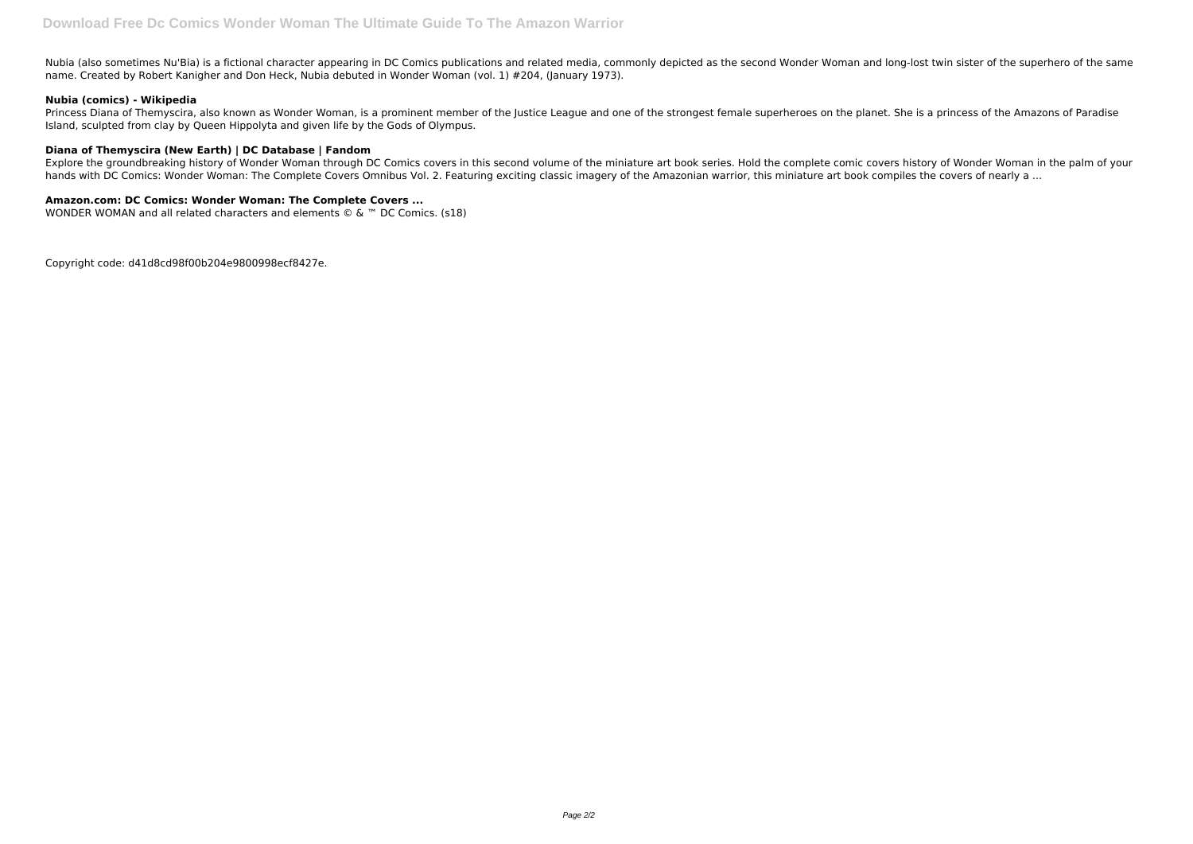Nubia (also sometimes Nu'Bia) is a fictional character appearing in DC Comics publications and related media, commonly depicted as the second Wonder Woman and long-lost twin sister of the superhero of the same name. Created by Robert Kanigher and Don Heck, Nubia debuted in Wonder Woman (vol. 1) #204, (January 1973).

**Nubia (comics) - Wikipedia**

Princess Diana of Themyscira, also known as Wonder Woman, is a prominent member of the Justice League and one of the strongest female superheroes on the planet. She is a princess of the Amazons of Paradise Island, sculpted from clay by Queen Hippolyta and given life by the Gods of Olympus.

**Diana of Themyscira (New Earth) | DC Database | Fandom**

Explore the groundbreaking history of Wonder Woman through DC Comics covers in this second volume of the miniature art book series. Hold the complete comic covers history of Wonder Woman in the palm of your hands with DC Comics: Wonder Woman: The Complete Covers Omnibus Vol. 2. Featuring exciting classic imagery of the Amazonian warrior, this miniature art book compiles the covers of nearly a ...

**Amazon.com: DC Comics: Wonder Woman: The Complete Covers ...**

WONDER WOMAN and all related characters and elements © & ™ DC Comics. (s18)

Copyright code: d41d8cd98f00b204e9800998ecf8427e.